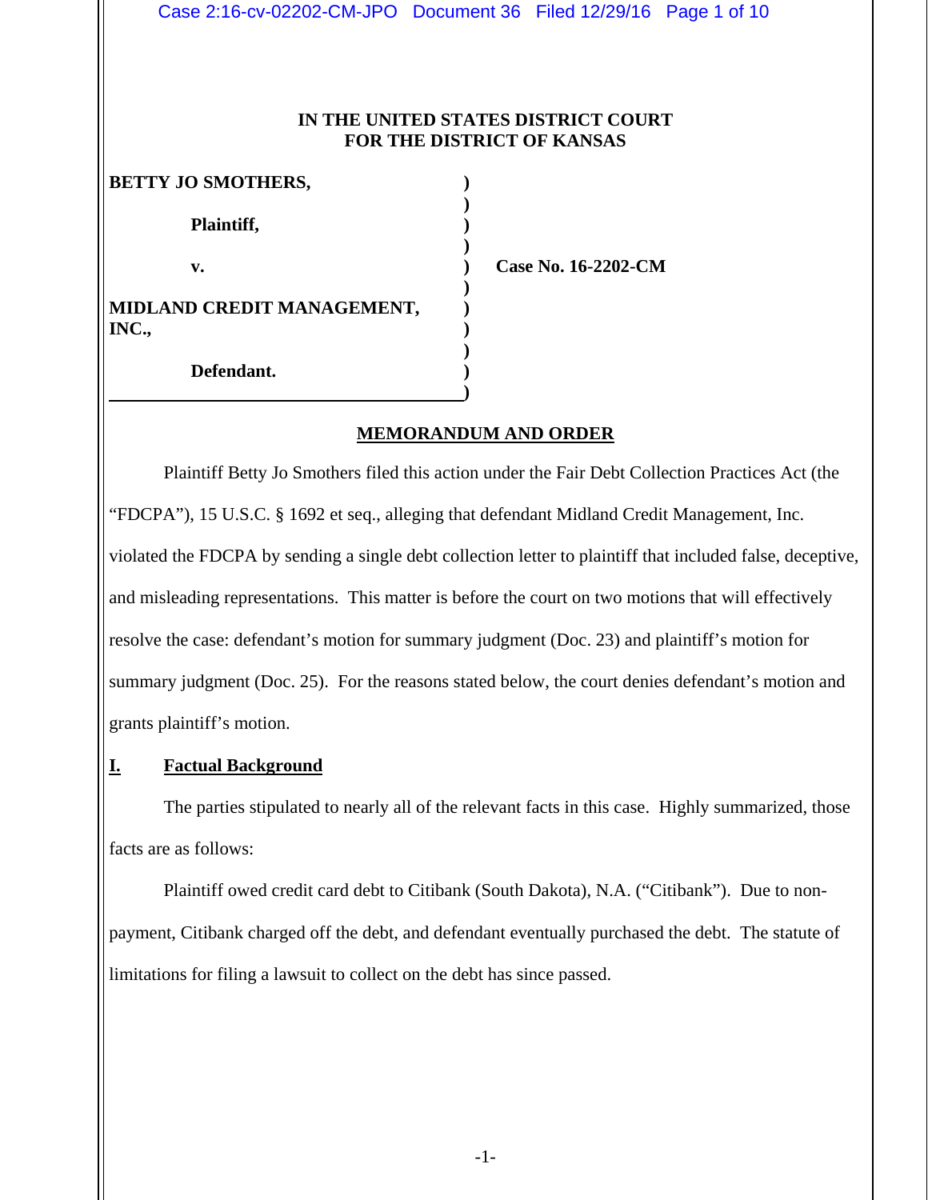IN THE UNITED STATES DISTRICT COURT
FOR THE DISTRICT OF KANSAS

**BETTY JO SMOTHERS,**

**Plaintiff,**

**v.**

**MIDLAND CREDIT MANAGEMENT, INC.,**

**Defendant.**

**Case No. 16-2202-CM**

## MEMORANDUM AND ORDER

Plaintiff Betty Jo Smothers filed this action under the Fair Debt Collection Practices Act (the "FDCPA"), 15 U.S.C. § 1692 et seq., alleging that defendant Midland Credit Management, Inc. violated the FDCPA by sending a single debt collection letter to plaintiff that included false, deceptive, and misleading representations. This matter is before the court on two motions that will effectively resolve the case: defendant's motion for summary judgment (Doc. 23) and plaintiff's motion for summary judgment (Doc. 25). For the reasons stated below, the court denies defendant's motion and grants plaintiff's motion.

## I. Factual Background

The parties stipulated to nearly all of the relevant facts in this case. Highly summarized, those facts are as follows:

Plaintiff owed credit card debt to Citibank (South Dakota), N.A. ("Citibank"). Due to non-payment, Citibank charged off the debt, and defendant eventually purchased the debt. The statute of limitations for filing a lawsuit to collect on the debt has since passed.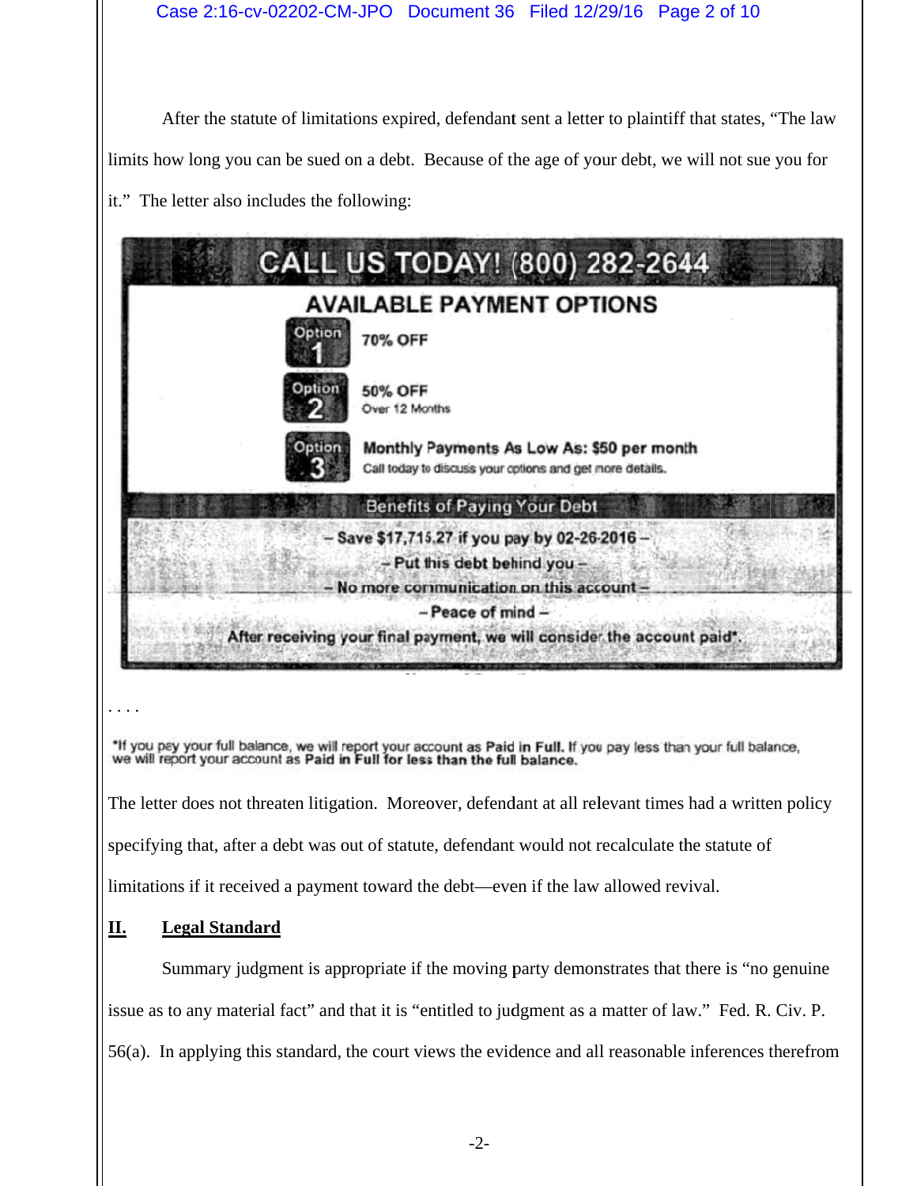After the statute of limitations expired, defendant sent a letter to plaintiff that states, "The law limits how long you can be sued on a debt. Because of the age of your debt, we will not sue you for it." The letter also includes the following:

**CALL US TODAY! (800) 282-2644**

**AVAILABLE PAYMENT OPTIONS**

**Option 1** — **70% OFF**

**Option 2** — **50% OFF**
Over 12 Months

**Option 3** — **Monthly Payments As Low As: $50 per month**
Call today to discuss your options and get more details.

**Benefits of Paying Your Debt**

**– Save $17,715.27 if you pay by 02-26-2016 –**

**– Put this debt behind you –**

**– No more communication on this account –**

**– Peace of mind –**

**After receiving your final payment, we will consider the account paid*.**

. . . .

*If you pay your full balance, we will report your account as **Paid in Full.** If you pay less than your full balance, we will report your account as **Paid in Full for less than the full balance.**

The letter does not threaten litigation. Moreover, defendant at all relevant times had a written policy specifying that, after a debt was out of statute, defendant would not recalculate the statute of limitations if it received a payment toward the debt—even if the law allowed revival.

## II. Legal Standard

Summary judgment is appropriate if the moving party demonstrates that there is "no genuine issue as to any material fact" and that it is "entitled to judgment as a matter of law." Fed. R. Civ. P. 56(a). In applying this standard, the court views the evidence and all reasonable inferences therefrom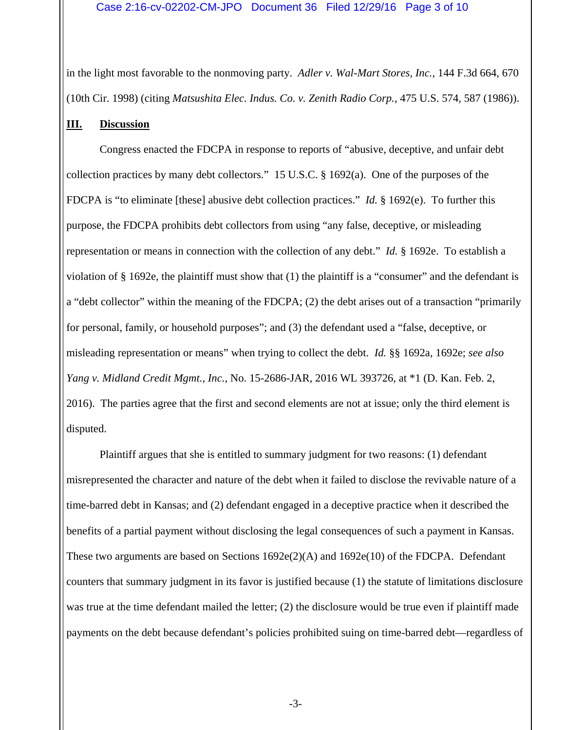in the light most favorable to the nonmoving party. *Adler v. Wal-Mart Stores, Inc.*, 144 F.3d 664, 670 (10th Cir. 1998) (citing *Matsushita Elec. Indus. Co. v. Zenith Radio Corp.*, 475 U.S. 574, 587 (1986)).

## III. Discussion

Congress enacted the FDCPA in response to reports of "abusive, deceptive, and unfair debt collection practices by many debt collectors." 15 U.S.C. § 1692(a). One of the purposes of the FDCPA is "to eliminate [these] abusive debt collection practices." *Id.* § 1692(e). To further this purpose, the FDCPA prohibits debt collectors from using "any false, deceptive, or misleading representation or means in connection with the collection of any debt." *Id.* § 1692e. To establish a violation of § 1692e, the plaintiff must show that (1) the plaintiff is a "consumer" and the defendant is a "debt collector" within the meaning of the FDCPA; (2) the debt arises out of a transaction "primarily for personal, family, or household purposes"; and (3) the defendant used a "false, deceptive, or misleading representation or means" when trying to collect the debt. *Id.* §§ 1692a, 1692e; *see also Yang v. Midland Credit Mgmt., Inc.*, No. 15-2686-JAR, 2016 WL 393726, at *1 (D. Kan. Feb. 2, 2016). The parties agree that the first and second elements are not at issue; only the third element is disputed.

Plaintiff argues that she is entitled to summary judgment for two reasons: (1) defendant misrepresented the character and nature of the debt when it failed to disclose the revivable nature of a time-barred debt in Kansas; and (2) defendant engaged in a deceptive practice when it described the benefits of a partial payment without disclosing the legal consequences of such a payment in Kansas. These two arguments are based on Sections 1692e(2)(A) and 1692e(10) of the FDCPA. Defendant counters that summary judgment in its favor is justified because (1) the statute of limitations disclosure was true at the time defendant mailed the letter; (2) the disclosure would be true even if plaintiff made payments on the debt because defendant's policies prohibited suing on time-barred debt—regardless of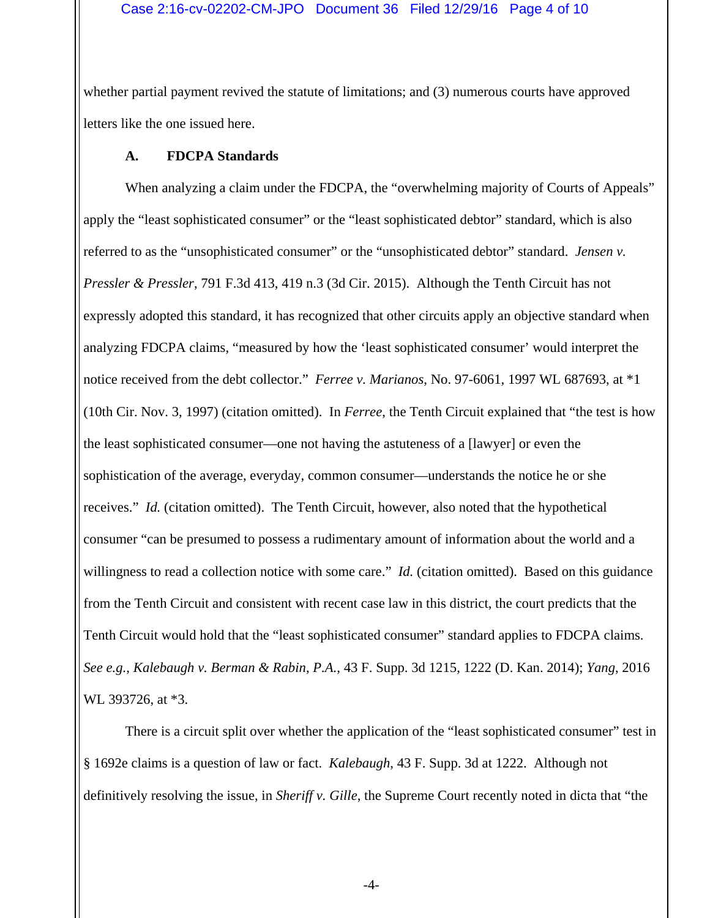whether partial payment revived the statute of limitations; and (3) numerous courts have approved letters like the one issued here.

### A. FDCPA Standards

When analyzing a claim under the FDCPA, the "overwhelming majority of Courts of Appeals" apply the "least sophisticated consumer" or the "least sophisticated debtor" standard, which is also referred to as the "unsophisticated consumer" or the "unsophisticated debtor" standard. *Jensen v. Pressler & Pressler*, 791 F.3d 413, 419 n.3 (3d Cir. 2015). Although the Tenth Circuit has not expressly adopted this standard, it has recognized that other circuits apply an objective standard when analyzing FDCPA claims, "measured by how the 'least sophisticated consumer' would interpret the notice received from the debt collector." *Ferree v. Marianos*, No. 97-6061, 1997 WL 687693, at *1 (10th Cir. Nov. 3, 1997) (citation omitted). In *Ferree*, the Tenth Circuit explained that "the test is how the least sophisticated consumer—one not having the astuteness of a [lawyer] or even the sophistication of the average, everyday, common consumer—understands the notice he or she receives." *Id.* (citation omitted). The Tenth Circuit, however, also noted that the hypothetical consumer "can be presumed to possess a rudimentary amount of information about the world and a willingness to read a collection notice with some care." *Id.* (citation omitted). Based on this guidance from the Tenth Circuit and consistent with recent case law in this district, the court predicts that the Tenth Circuit would hold that the "least sophisticated consumer" standard applies to FDCPA claims. *See e.g.*, *Kalebaugh v. Berman & Rabin, P.A.*, 43 F. Supp. 3d 1215, 1222 (D. Kan. 2014); *Yang*, 2016 WL 393726, at *3.

There is a circuit split over whether the application of the "least sophisticated consumer" test in § 1692e claims is a question of law or fact. *Kalebaugh*, 43 F. Supp. 3d at 1222. Although not definitively resolving the issue, in *Sheriff v. Gille*, the Supreme Court recently noted in dicta that "the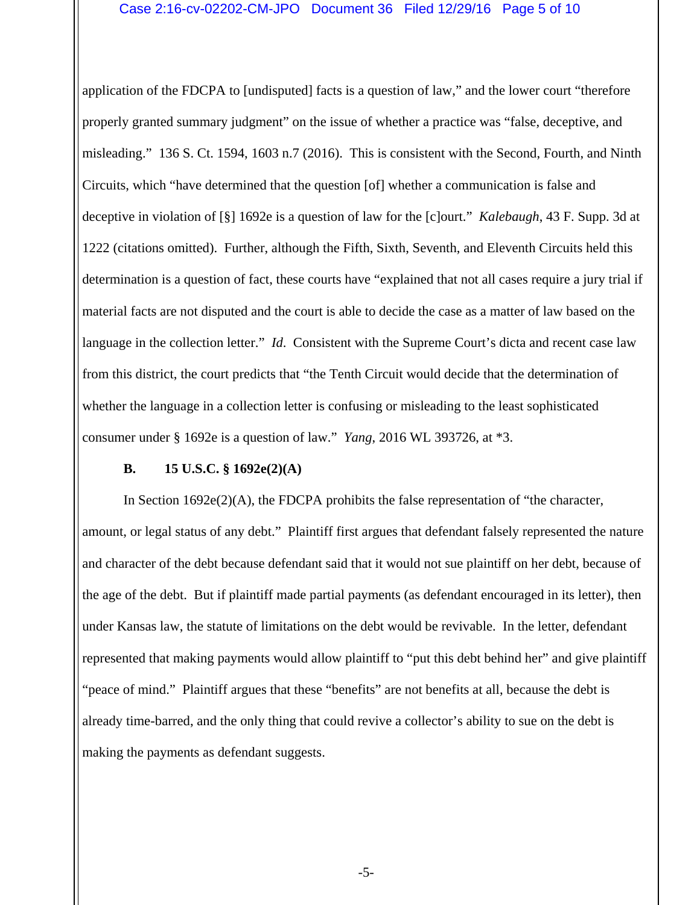application of the FDCPA to [undisputed] facts is a question of law," and the lower court "therefore properly granted summary judgment" on the issue of whether a practice was "false, deceptive, and misleading." 136 S. Ct. 1594, 1603 n.7 (2016). This is consistent with the Second, Fourth, and Ninth Circuits, which "have determined that the question [of] whether a communication is false and deceptive in violation of [§] 1692e is a question of law for the [c]ourt." *Kalebaugh*, 43 F. Supp. 3d at 1222 (citations omitted). Further, although the Fifth, Sixth, Seventh, and Eleventh Circuits held this determination is a question of fact, these courts have "explained that not all cases require a jury trial if material facts are not disputed and the court is able to decide the case as a matter of law based on the language in the collection letter." *Id*. Consistent with the Supreme Court's dicta and recent case law from this district, the court predicts that "the Tenth Circuit would decide that the determination of whether the language in a collection letter is confusing or misleading to the least sophisticated consumer under § 1692e is a question of law." *Yang*, 2016 WL 393726, at *3.

### B. 15 U.S.C. § 1692e(2)(A)

In Section 1692e(2)(A), the FDCPA prohibits the false representation of "the character, amount, or legal status of any debt." Plaintiff first argues that defendant falsely represented the nature and character of the debt because defendant said that it would not sue plaintiff on her debt, because of the age of the debt. But if plaintiff made partial payments (as defendant encouraged in its letter), then under Kansas law, the statute of limitations on the debt would be revivable. In the letter, defendant represented that making payments would allow plaintiff to "put this debt behind her" and give plaintiff "peace of mind." Plaintiff argues that these "benefits" are not benefits at all, because the debt is already time-barred, and the only thing that could revive a collector's ability to sue on the debt is making the payments as defendant suggests.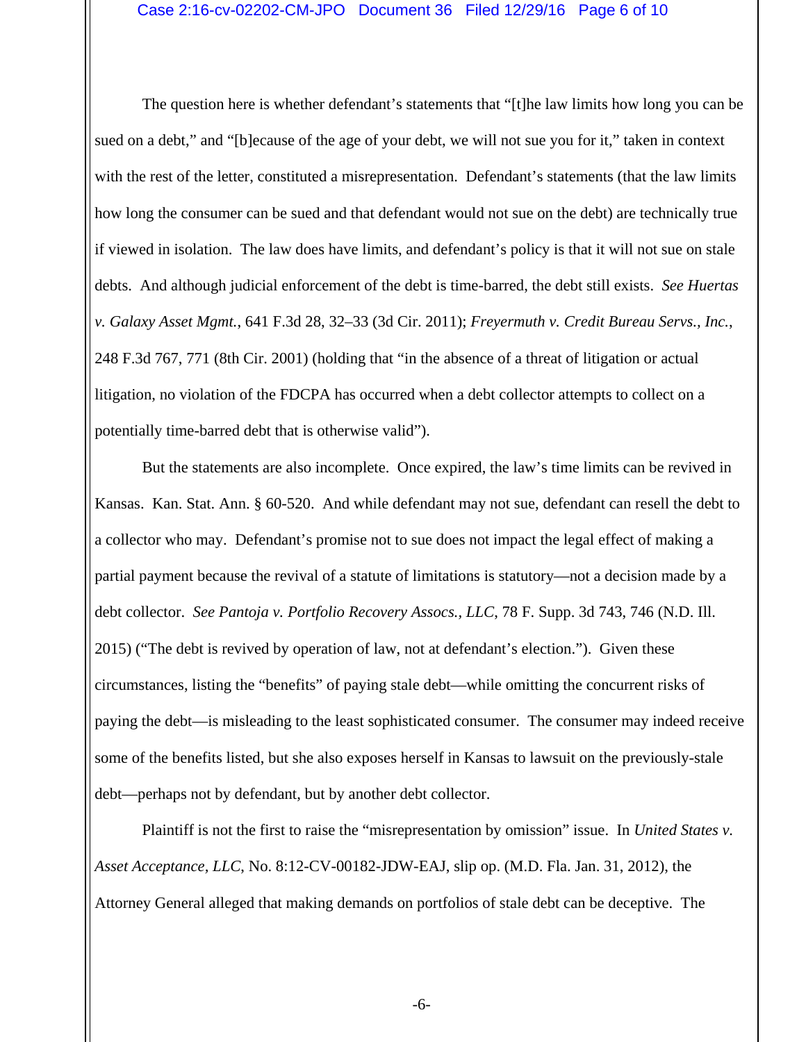The question here is whether defendant's statements that "[t]he law limits how long you can be sued on a debt," and "[b]ecause of the age of your debt, we will not sue you for it," taken in context with the rest of the letter, constituted a misrepresentation. Defendant's statements (that the law limits how long the consumer can be sued and that defendant would not sue on the debt) are technically true if viewed in isolation. The law does have limits, and defendant's policy is that it will not sue on stale debts. And although judicial enforcement of the debt is time-barred, the debt still exists. *See Huertas v. Galaxy Asset Mgmt.*, 641 F.3d 28, 32–33 (3d Cir. 2011); *Freyermuth v. Credit Bureau Servs., Inc.*, 248 F.3d 767, 771 (8th Cir. 2001) (holding that "in the absence of a threat of litigation or actual litigation, no violation of the FDCPA has occurred when a debt collector attempts to collect on a potentially time-barred debt that is otherwise valid").

But the statements are also incomplete. Once expired, the law's time limits can be revived in Kansas. Kan. Stat. Ann. § 60-520. And while defendant may not sue, defendant can resell the debt to a collector who may. Defendant's promise not to sue does not impact the legal effect of making a partial payment because the revival of a statute of limitations is statutory—not a decision made by a debt collector. *See Pantoja v. Portfolio Recovery Assocs., LLC*, 78 F. Supp. 3d 743, 746 (N.D. Ill. 2015) ("The debt is revived by operation of law, not at defendant's election."). Given these circumstances, listing the "benefits" of paying stale debt—while omitting the concurrent risks of paying the debt—is misleading to the least sophisticated consumer. The consumer may indeed receive some of the benefits listed, but she also exposes herself in Kansas to lawsuit on the previously-stale debt—perhaps not by defendant, but by another debt collector.

Plaintiff is not the first to raise the "misrepresentation by omission" issue. In *United States v. Asset Acceptance, LLC*, No. 8:12-CV-00182-JDW-EAJ, slip op. (M.D. Fla. Jan. 31, 2012), the Attorney General alleged that making demands on portfolios of stale debt can be deceptive. The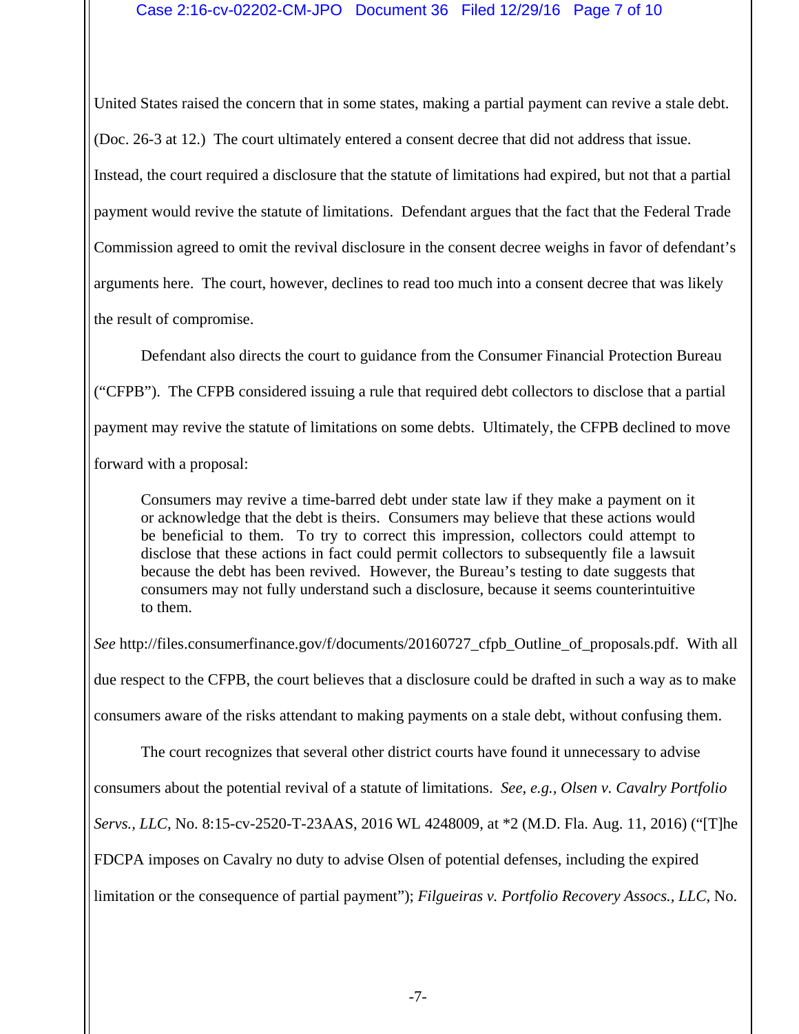United States raised the concern that in some states, making a partial payment can revive a stale debt. (Doc. 26-3 at 12.) The court ultimately entered a consent decree that did not address that issue. Instead, the court required a disclosure that the statute of limitations had expired, but not that a partial payment would revive the statute of limitations. Defendant argues that the fact that the Federal Trade Commission agreed to omit the revival disclosure in the consent decree weighs in favor of defendant's arguments here. The court, however, declines to read too much into a consent decree that was likely the result of compromise.

Defendant also directs the court to guidance from the Consumer Financial Protection Bureau ("CFPB"). The CFPB considered issuing a rule that required debt collectors to disclose that a partial payment may revive the statute of limitations on some debts. Ultimately, the CFPB declined to move forward with a proposal:

> Consumers may revive a time-barred debt under state law if they make a payment on it or acknowledge that the debt is theirs. Consumers may believe that these actions would be beneficial to them. To try to correct this impression, collectors could attempt to disclose that these actions in fact could permit collectors to subsequently file a lawsuit because the debt has been revived. However, the Bureau's testing to date suggests that consumers may not fully understand such a disclosure, because it seems counterintuitive to them.

*See* http://files.consumerfinance.gov/f/documents/20160727_cfpb_Outline_of_proposals.pdf. With all due respect to the CFPB, the court believes that a disclosure could be drafted in such a way as to make consumers aware of the risks attendant to making payments on a stale debt, without confusing them.

The court recognizes that several other district courts have found it unnecessary to advise consumers about the potential revival of a statute of limitations. *See, e.g., Olsen v. Cavalry Portfolio Servs., LLC*, No. 8:15-cv-2520-T-23AAS, 2016 WL 4248009, at *2 (M.D. Fla. Aug. 11, 2016) ("[T]he FDCPA imposes on Cavalry no duty to advise Olsen of potential defenses, including the expired limitation or the consequence of partial payment"); *Filgueiras v. Portfolio Recovery Assocs., LLC*, No.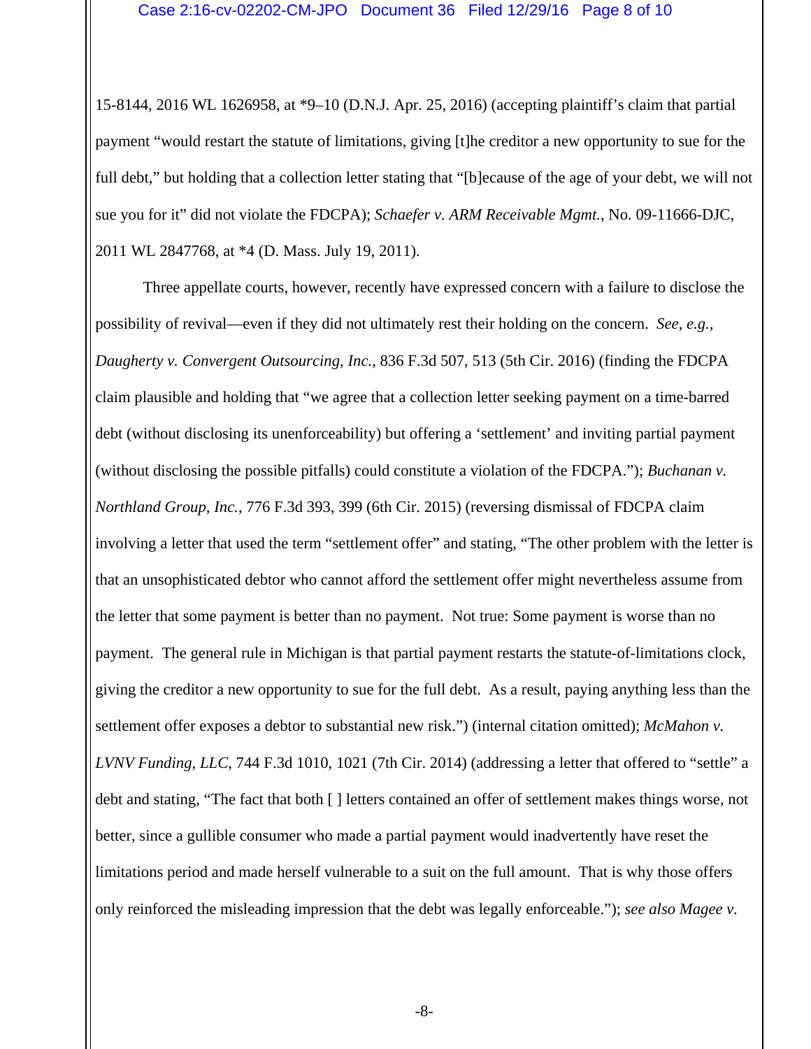15-8144, 2016 WL 1626958, at *9–10 (D.N.J. Apr. 25, 2016) (accepting plaintiff's claim that partial payment "would restart the statute of limitations, giving [t]he creditor a new opportunity to sue for the full debt," but holding that a collection letter stating that "[b]ecause of the age of your debt, we will not sue you for it" did not violate the FDCPA); *Schaefer v. ARM Receivable Mgmt.*, No. 09-11666-DJC, 2011 WL 2847768, at *4 (D. Mass. July 19, 2011).

Three appellate courts, however, recently have expressed concern with a failure to disclose the possibility of revival—even if they did not ultimately rest their holding on the concern. *See, e.g.*, *Daugherty v. Convergent Outsourcing, Inc.*, 836 F.3d 507, 513 (5th Cir. 2016) (finding the FDCPA claim plausible and holding that "we agree that a collection letter seeking payment on a time-barred debt (without disclosing its unenforceability) but offering a 'settlement' and inviting partial payment (without disclosing the possible pitfalls) could constitute a violation of the FDCPA."); *Buchanan v. Northland Group, Inc.*, 776 F.3d 393, 399 (6th Cir. 2015) (reversing dismissal of FDCPA claim involving a letter that used the term "settlement offer" and stating, "The other problem with the letter is that an unsophisticated debtor who cannot afford the settlement offer might nevertheless assume from the letter that some payment is better than no payment. Not true: Some payment is worse than no payment. The general rule in Michigan is that partial payment restarts the statute-of-limitations clock, giving the creditor a new opportunity to sue for the full debt. As a result, paying anything less than the settlement offer exposes a debtor to substantial new risk.") (internal citation omitted); *McMahon v. LVNV Funding, LLC*, 744 F.3d 1010, 1021 (7th Cir. 2014) (addressing a letter that offered to "settle" a debt and stating, "The fact that both [ ] letters contained an offer of settlement makes things worse, not better, since a gullible consumer who made a partial payment would inadvertently have reset the limitations period and made herself vulnerable to a suit on the full amount. That is why those offers only reinforced the misleading impression that the debt was legally enforceable."); *see also Magee v.*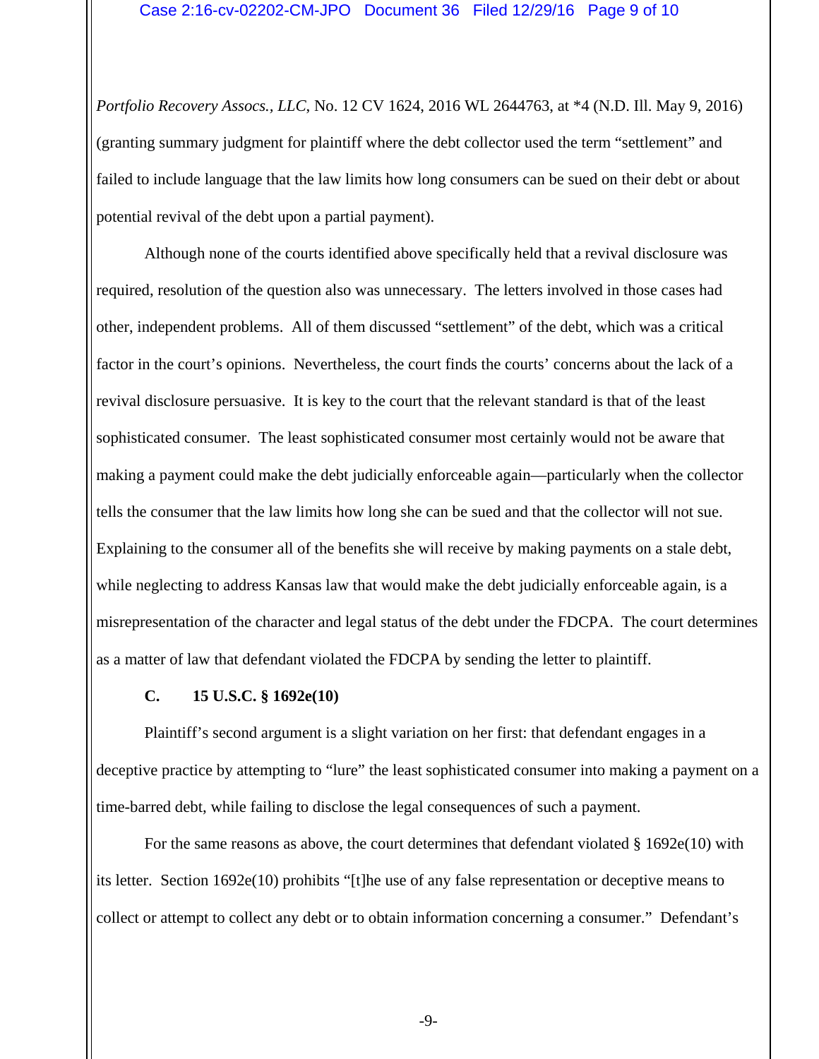*Portfolio Recovery Assocs., LLC*, No. 12 CV 1624, 2016 WL 2644763, at *4 (N.D. Ill. May 9, 2016) (granting summary judgment for plaintiff where the debt collector used the term "settlement" and failed to include language that the law limits how long consumers can be sued on their debt or about potential revival of the debt upon a partial payment).

Although none of the courts identified above specifically held that a revival disclosure was required, resolution of the question also was unnecessary. The letters involved in those cases had other, independent problems. All of them discussed "settlement" of the debt, which was a critical factor in the court's opinions. Nevertheless, the court finds the courts' concerns about the lack of a revival disclosure persuasive. It is key to the court that the relevant standard is that of the least sophisticated consumer. The least sophisticated consumer most certainly would not be aware that making a payment could make the debt judicially enforceable again—particularly when the collector tells the consumer that the law limits how long she can be sued and that the collector will not sue. Explaining to the consumer all of the benefits she will receive by making payments on a stale debt, while neglecting to address Kansas law that would make the debt judicially enforceable again, is a misrepresentation of the character and legal status of the debt under the FDCPA. The court determines as a matter of law that defendant violated the FDCPA by sending the letter to plaintiff.

**C. 15 U.S.C. § 1692e(10)**

Plaintiff's second argument is a slight variation on her first: that defendant engages in a deceptive practice by attempting to "lure" the least sophisticated consumer into making a payment on a time-barred debt, while failing to disclose the legal consequences of such a payment.

For the same reasons as above, the court determines that defendant violated § 1692e(10) with its letter. Section 1692e(10) prohibits "[t]he use of any false representation or deceptive means to collect or attempt to collect any debt or to obtain information concerning a consumer." Defendant's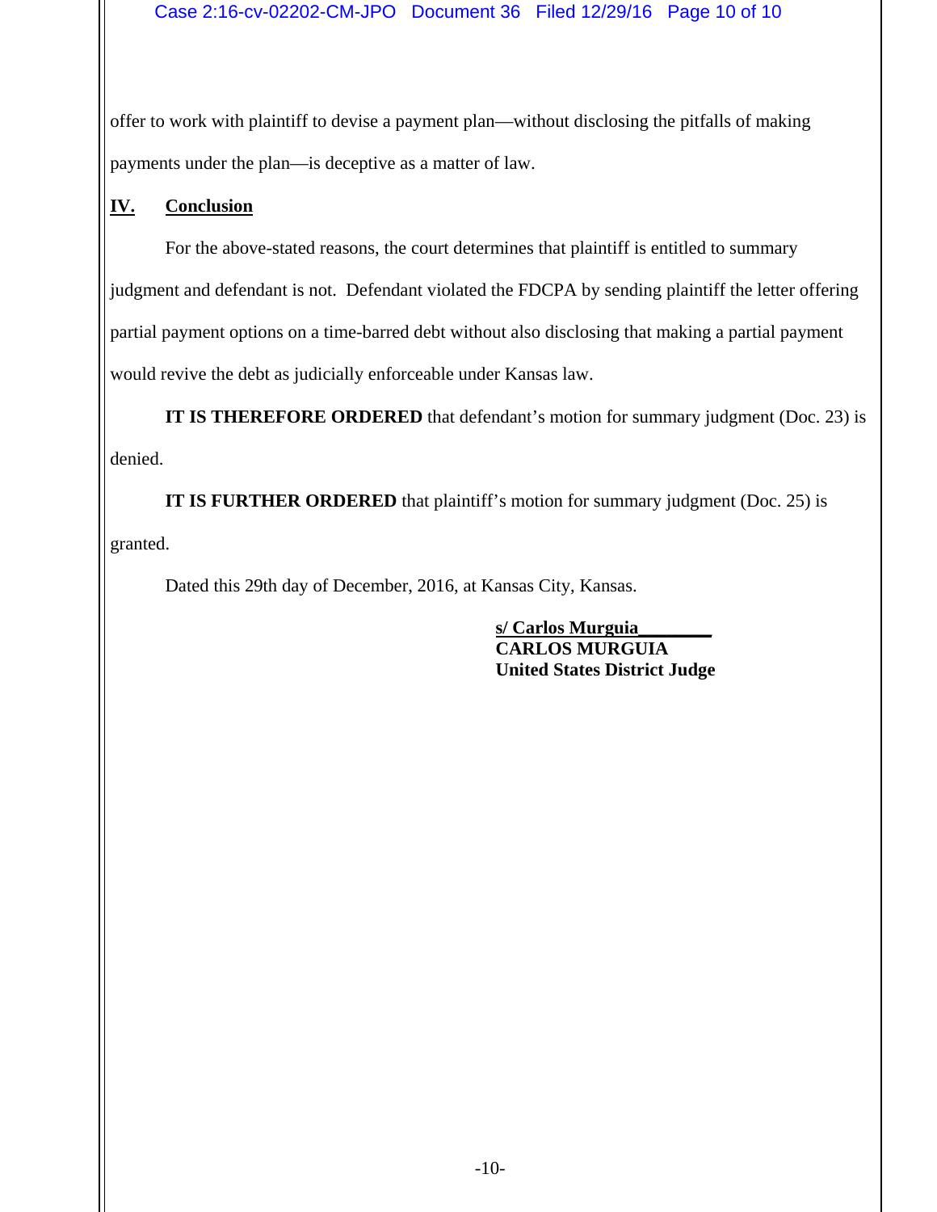offer to work with plaintiff to devise a payment plan—without disclosing the pitfalls of making payments under the plan—is deceptive as a matter of law.

## IV. Conclusion

For the above-stated reasons, the court determines that plaintiff is entitled to summary judgment and defendant is not. Defendant violated the FDCPA by sending plaintiff the letter offering partial payment options on a time-barred debt without also disclosing that making a partial payment would revive the debt as judicially enforceable under Kansas law.

**IT IS THEREFORE ORDERED** that defendant's motion for summary judgment (Doc. 23) is denied.

**IT IS FURTHER ORDERED** that plaintiff's motion for summary judgment (Doc. 25) is granted.

Dated this 29th day of December, 2016, at Kansas City, Kansas.

**s/ Carlos Murguia**
**CARLOS MURGUIA**
**United States District Judge**